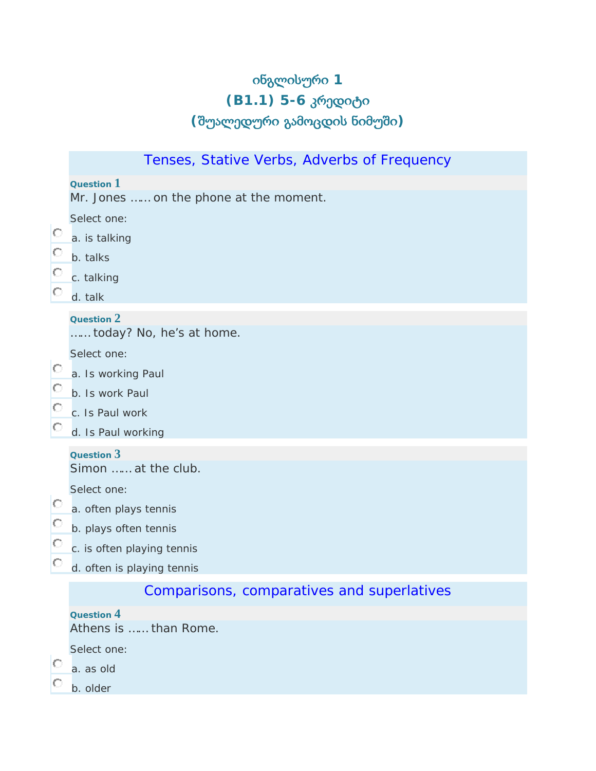# ინგლისური 1
# (B1.1) 5-6 კრედიტი
# (შუალედური გამოცდის ნიმუში)

## Tenses, Stative Verbs, Adverbs of Frequency

**Question 1**

Mr. Jones …… on the phone at the moment.

Select one:

- a. is talking
- b. talks
- c. talking
- d. talk

**Question 2**

…… today? No, he's at home.

Select one:

- a. Is working Paul
- b. Is work Paul
- c. Is Paul work
- d. Is Paul working

**Question 3**

Simon …… at the club.

Select one:

- a. often plays tennis
- b. plays often tennis
- c. is often playing tennis
- d. often is playing tennis

## Comparisons, comparatives and superlatives

**Question 4**

Athens is …… than Rome.

Select one:

- a. as old
- b. older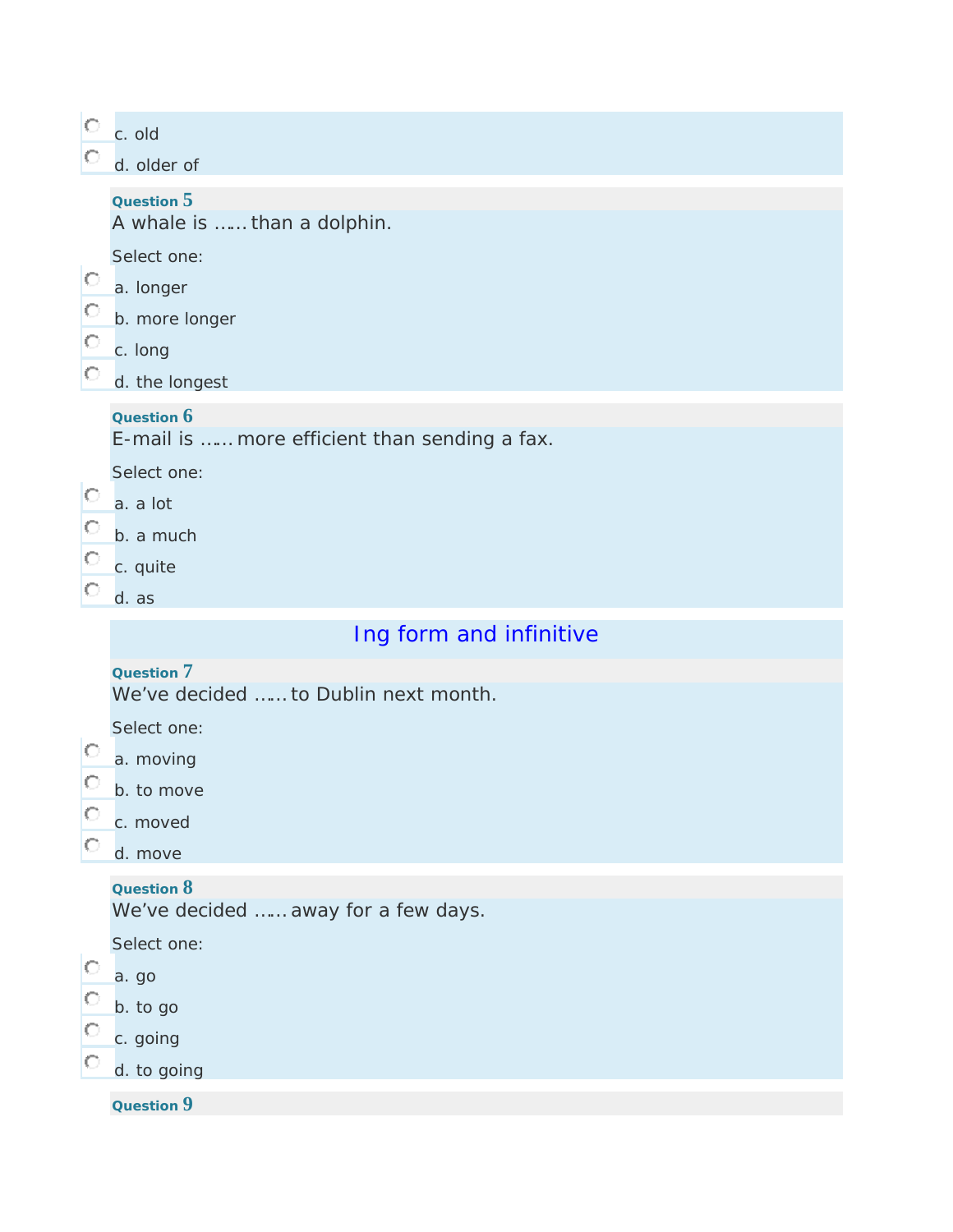c. old

d. older of

**Question 5**

A whale is …… than a dolphin.

Select one:

a. longer

b. more longer

c. long

d. the longest

**Question 6**

E-mail is …… more efficient than sending a fax.

Select one:

a. a lot

b. a much

c. quite

d. as

## Ing form and infinitive

**Question 7**

We've decided …… to Dublin next month.

Select one:

a. moving

b. to move

c. moved

d. move

**Question 8**

We've decided …… away for a few days.

Select one:

a. go

b. to go

c. going

d. to going

**Question 9**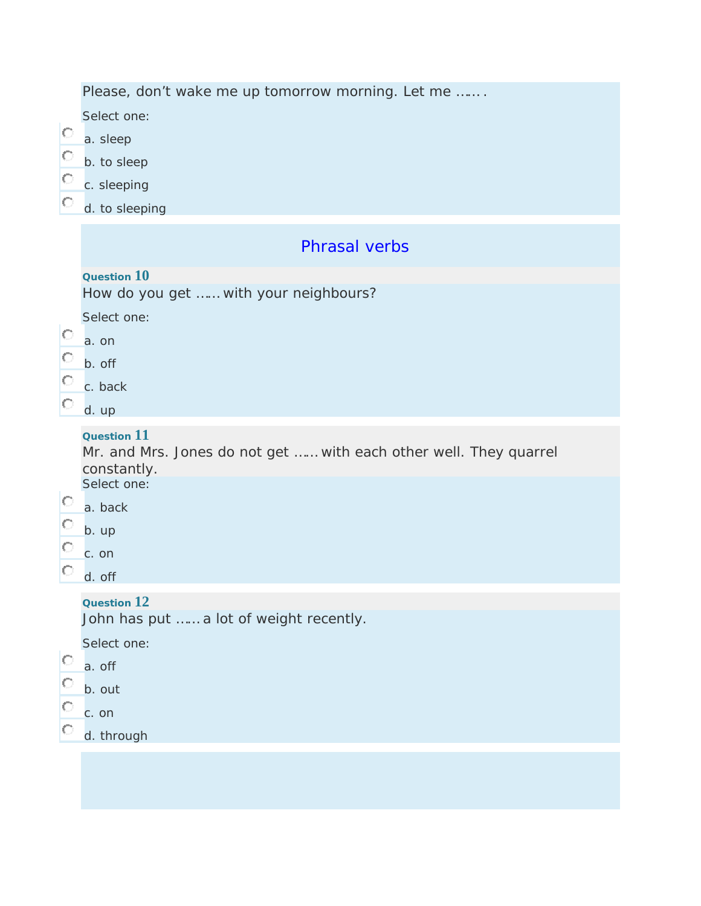Please, don’t wake me up tomorrow morning. Let me …….

Select one:

- a. sleep
- b. to sleep
- c. sleeping
- d. to sleeping

## Phrasal verbs

**Question 10**

How do you get …… with your neighbours?

Select one:

- a. on
- b. off
- c. back
- d. up

**Question 11**

Mr. and Mrs. Jones do not get …… with each other well. They quarrel constantly.

Select one:

- a. back
- b. up
- c. on
- d. off

**Question 12**

John has put …… a lot of weight recently.

Select one:

- a. off
- b. out
- c. on
- d. through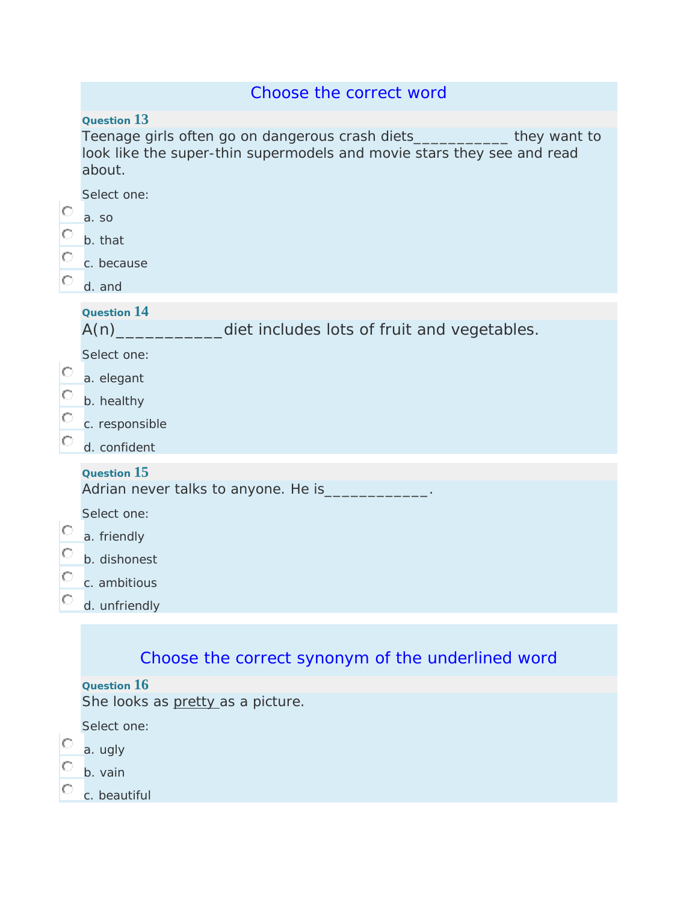## Choose the correct word

**Question 13**

Teenage girls often go on dangerous crash diets___________ they want to look like the super-thin supermodels and movie stars they see and read about.

Select one:

- a. so
- b. that
- c. because
- d. and

**Question 14**

A(n)___________diet includes lots of fruit and vegetables.

Select one:

- a. elegant
- b. healthy
- c. responsible
- d. confident

**Question 15**

Adrian never talks to anyone. He is____________.

Select one:

- a. friendly
- b. dishonest
- c. ambitious
- d. unfriendly

## Choose the correct synonym of the underlined word

**Question 16**

She looks as <u>pretty</u> as a picture.

Select one:

- a. ugly
- b. vain
- c. beautiful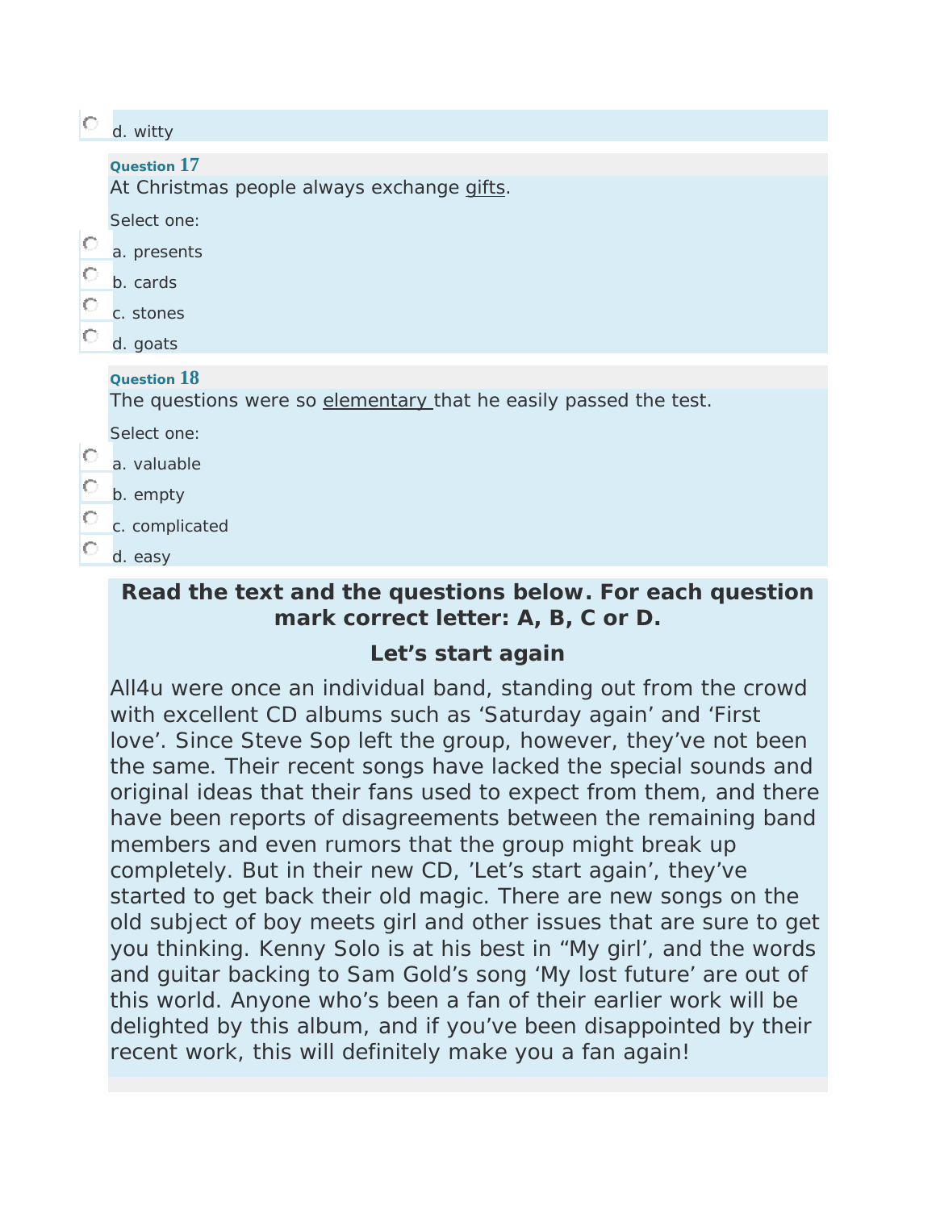d. witty

**Question 17**

At Christmas people always exchange <u>gifts</u>.

Select one:

- a. presents
- b. cards
- c. stones
- d. goats

**Question 18**

The questions were so <u>elementary</u> that he easily passed the test.

Select one:

- a. valuable
- b. empty
- c. complicated
- d. easy

**Read the text and the questions below. For each question mark correct letter: A, B, C or D.**

## Let’s start again

All4u were once an individual band, standing out from the crowd with excellent CD albums such as ‘Saturday again’ and ‘First love’. Since Steve Sop left the group, however, they’ve not been the same. Their recent songs have lacked the special sounds and original ideas that their fans used to expect from them, and there have been reports of disagreements between the remaining band members and even rumors that the group might break up completely. But in their new CD, ’Let’s start again’, they’ve started to get back their old magic. There are new songs on the old subject of boy meets girl and other issues that are sure to get you thinking. Kenny Solo is at his best in “My girl’, and the words and guitar backing to Sam Gold’s song ‘My lost future’ are out of this world. Anyone who’s been a fan of their earlier work will be delighted by this album, and if you’ve been disappointed by their recent work, this will definitely make you a fan again!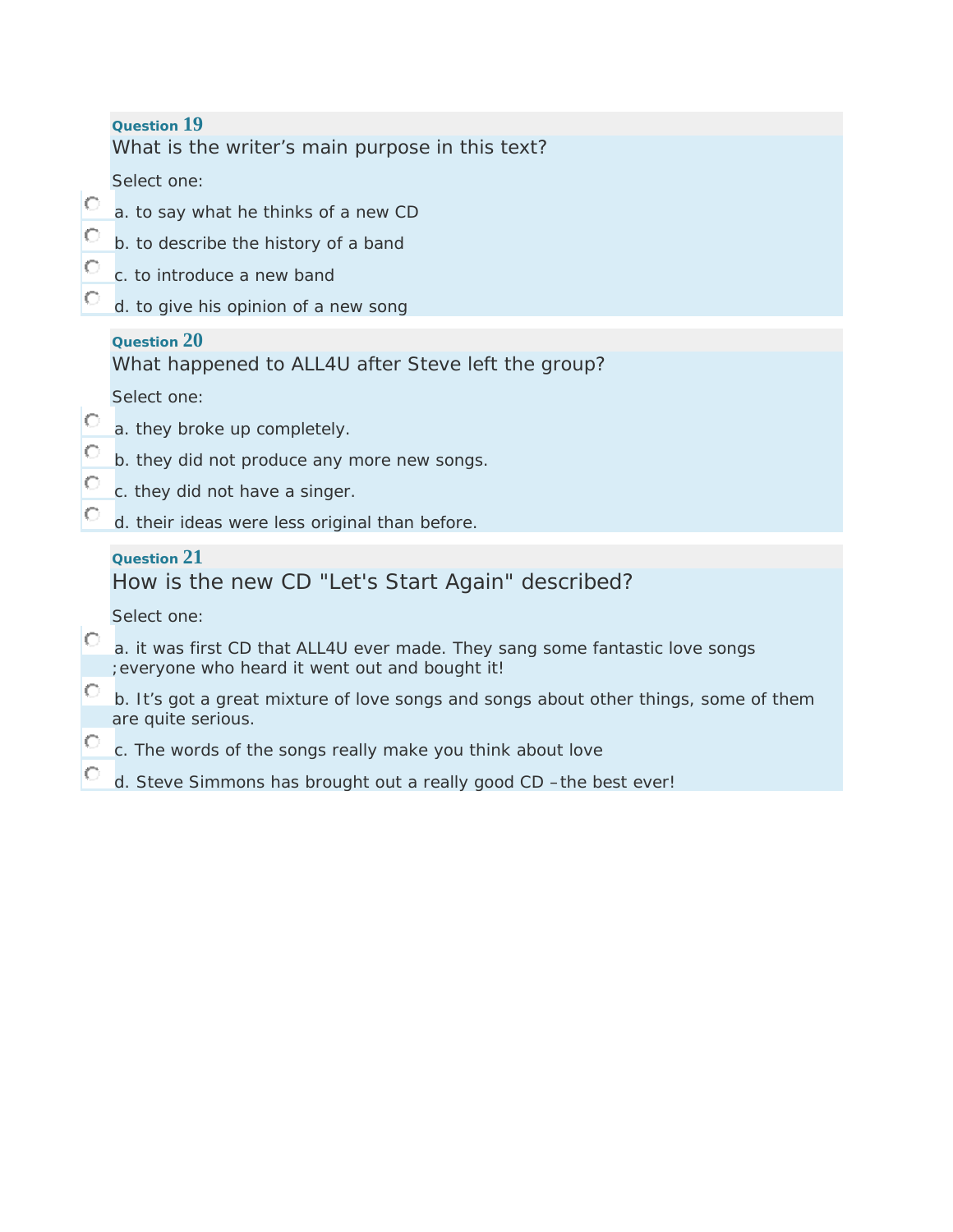**Question 19**

What is the writer's main purpose in this text?

Select one:

- a. to say what he thinks of a new CD
- b. to describe the history of a band
- c. to introduce a new band
- d. to give his opinion of a new song

**Question 20**

What happened to ALL4U after Steve left the group?

Select one:

- a. they broke up completely.
- b. they did not produce any more new songs.
- c. they did not have a singer.
- d. their ideas were less original than before.

**Question 21**

How is the new CD "Let's Start Again" described?

Select one:

- a. it was first CD that ALL4U ever made. They sang some fantastic love songs ;everyone who heard it went out and bought it!
- b. It's got a great mixture of love songs and songs about other things, some of them are quite serious.
- c. The words of the songs really make you think about love
- d. Steve Simmons has brought out a really good CD – the best ever!